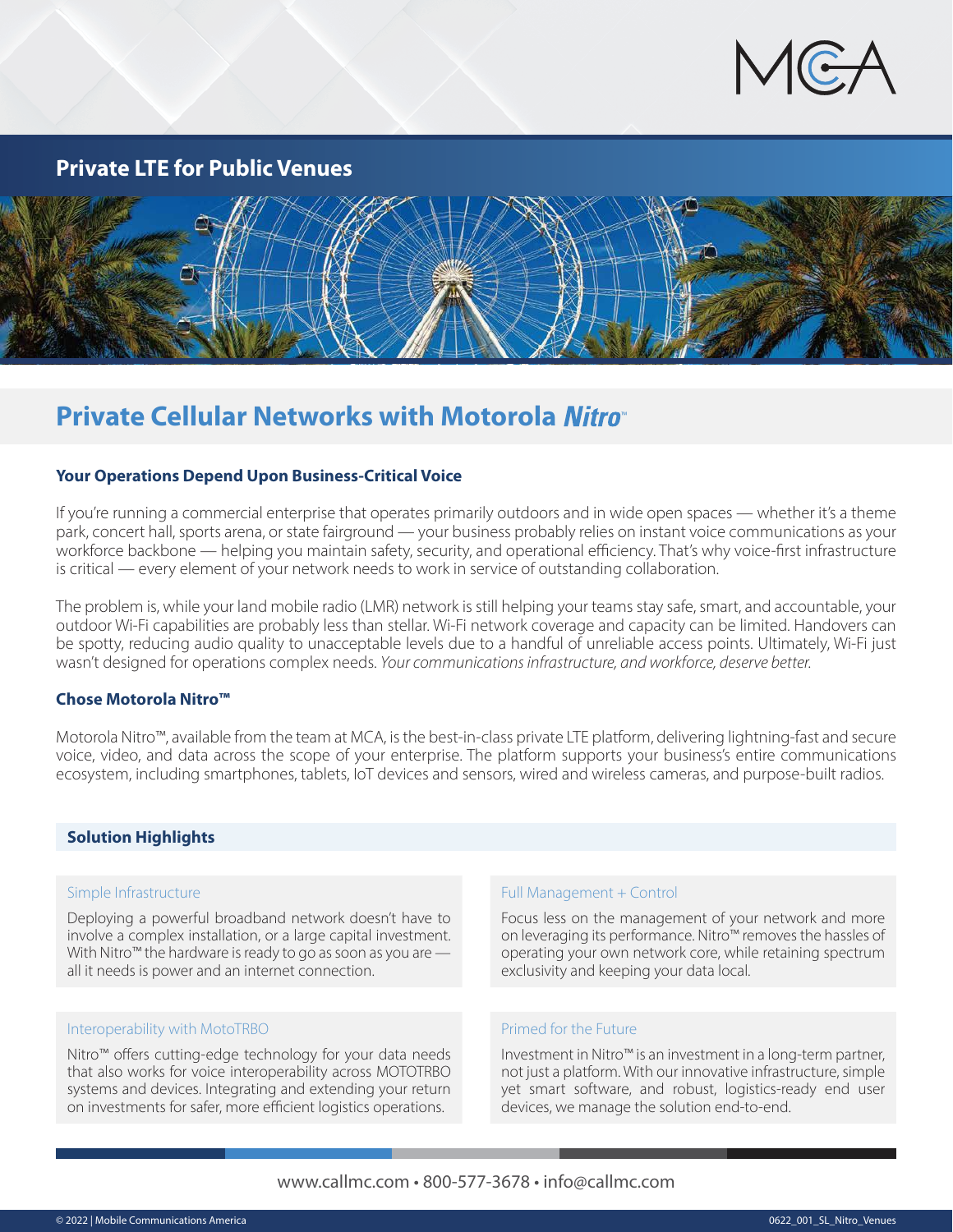MCA

## Private LTE for Public Venues

# Private Cellular Networks with Motorola *Nitro*™

### Your Operations Depend Upon Business-Critical Voice

If you're running a commercial enterprise that operates primarily outdoors and in wide open spaces — whether it's a theme park, concert hall, sports arena, or state fairground — your business probably relies on instant voice communications as your workforce backbone — helping you maintain safety, security, and operational efficiency. That's why voice-first infrastructure is critical — every element of your network needs to work in service of outstanding collaboration.

The problem is, while your land mobile radio (LMR) network is still helping your teams stay safe, smart, and accountable, your outdoor Wi-Fi capabilities are probably less than stellar. Wi-Fi network coverage and capacity can be limited. Handovers can be spotty, reducing audio quality to unacceptable levels due to a handful of unreliable access points. Ultimately, Wi-Fi just wasn't designed for operations complex needs. *Your communications infrastructure, and workforce, deserve better.*

### Chose Motorola Nitro™

Motorola Nitro™, available from the team at MCA, is the best-in-class private LTE platform, delivering lightning-fast and secure voice, video, and data across the scope of your enterprise. The platform supports your business's entire communications ecosystem, including smartphones, tablets, IoT devices and sensors, wired and wireless cameras, and purpose-built radios.

### Solution Highlights

#### Simple Infrastructure

Deploying a powerful broadband network doesn't have to involve a complex installation, or a large capital investment. With Nitro™ the hardware is ready to go as soon as you are — all it needs is power and an internet connection.

#### Full Management + Control

Focus less on the management of your network and more on leveraging its performance. Nitro™ removes the hassles of operating your own network core, while retaining spectrum exclusivity and keeping your data local.

#### Interoperability with MotoTRBO

Nitro™ offers cutting-edge technology for your data needs that also works for voice interoperability across MOTOTRBO systems and devices. Integrating and extending your return on investments for safer, more efficient logistics operations.

#### Primed for the Future

Investment in Nitro™ is an investment in a long-term partner, not just a platform. With our innovative infrastructure, simple yet smart software, and robust, logistics-ready end user devices, we manage the solution end-to-end.

www.callmc.com • 800-577-3678 • info@callmc.com

© 2022 | Mobile Communications America

0622_001_SL_Nitro_Venues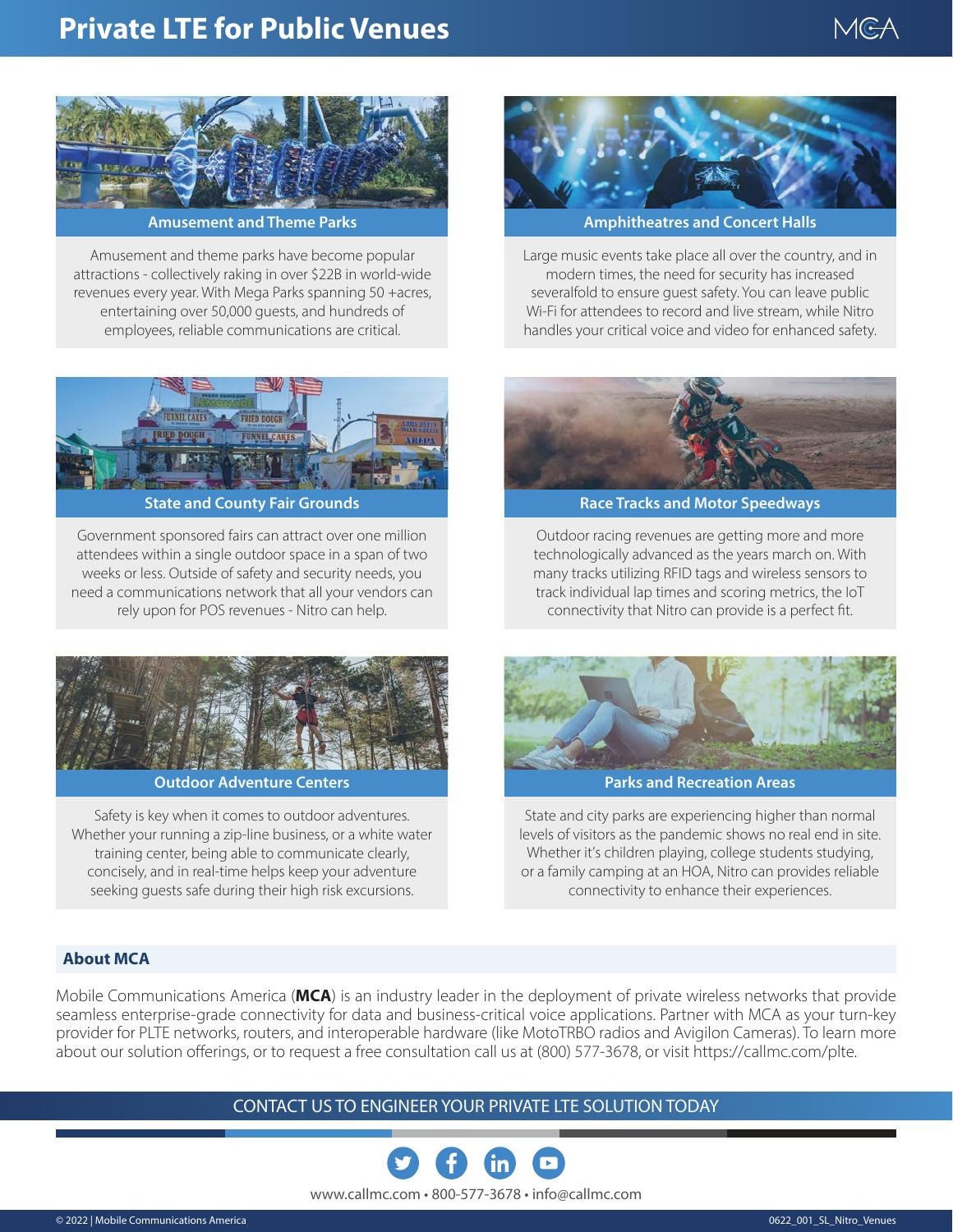# Private LTE for Public Venues

## Amusement and Theme Parks

Amusement and theme parks have become popular attractions - collectively raking in over $22B in world-wide revenues every year. With Mega Parks spanning 50 +acres, entertaining over 50,000 guests, and hundreds of employees, reliable communications are critical.

## Amphitheatres and Concert Halls

Large music events take place all over the country, and in modern times, the need for security has increased severalfold to ensure guest safety. You can leave public Wi-Fi for attendees to record and live stream, while Nitro handles your critical voice and video for enhanced safety.

## State and County Fair Grounds

Government sponsored fairs can attract over one million attendees within a single outdoor space in a span of two weeks or less. Outside of safety and security needs, you need a communications network that all your vendors can rely upon for POS revenues - Nitro can help.

## Race Tracks and Motor Speedways

Outdoor racing revenues are getting more and more technologically advanced as the years march on. With many tracks utilizing RFID tags and wireless sensors to track individual lap times and scoring metrics, the IoT connectivity that Nitro can provide is a perfect fit.

## Outdoor Adventure Centers

Safety is key when it comes to outdoor adventures. Whether your running a zip-line business, or a white water training center, being able to communicate clearly, concisely, and in real-time helps keep your adventure seeking guests safe during their high risk excursions.

## Parks and Recreation Areas

State and city parks are experiencing higher than normal levels of visitors as the pandemic shows no real end in site. Whether it's children playing, college students studying, or a family camping at an HOA, Nitro can provides reliable connectivity to enhance their experiences.

## About MCA

Mobile Communications America (**MCA**) is an industry leader in the deployment of private wireless networks that provide seamless enterprise-grade connectivity for data and business-critical voice applications. Partner with MCA as your turn-key provider for PLTE networks, routers, and interoperable hardware (like MotoTRBO radios and Avigilon Cameras). To learn more about our solution offerings, or to request a free consultation call us at (800) 577-3678, or visit https://callmc.com/plte.

CONTACT US TO ENGINEER YOUR PRIVATE LTE SOLUTION TODAY

www.callmc.com • 800-577-3678 • info@callmc.com

© 2022 | Mobile Communications America

0622_001_SL_Nitro_Venues